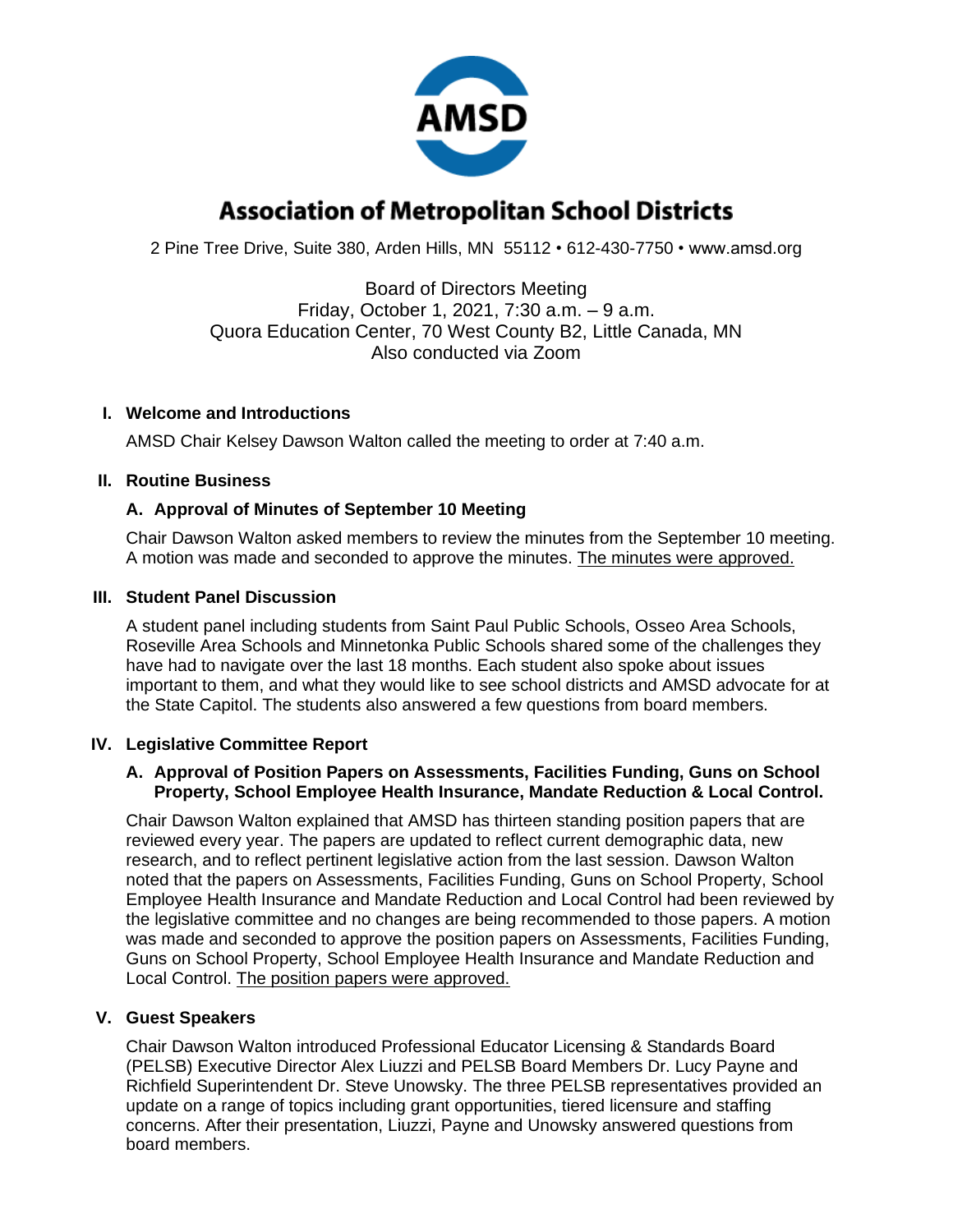# Association of Metropolitan School Districts

2 Pine Tree Drive, Suite 380, Arden Hills, MN 55112 • 612-430-7750 • www.amsd.org

Board of Directors Meeting
Friday, October 1, 2021, 7:30 a.m. – 9 a.m.
Quora Education Center, 70 West County B2, Little Canada, MN
Also conducted via Zoom

## I. Welcome and Introductions

AMSD Chair Kelsey Dawson Walton called the meeting to order at 7:40 a.m.

## II. Routine Business

### A. Approval of Minutes of September 10 Meeting

Chair Dawson Walton asked members to review the minutes from the September 10 meeting. A motion was made and seconded to approve the minutes. The minutes were approved.

## III. Student Panel Discussion

A student panel including students from Saint Paul Public Schools, Osseo Area Schools, Roseville Area Schools and Minnetonka Public Schools shared some of the challenges they have had to navigate over the last 18 months. Each student also spoke about issues important to them, and what they would like to see school districts and AMSD advocate for at the State Capitol. The students also answered a few questions from board members.

## IV. Legislative Committee Report

### A. Approval of Position Papers on Assessments, Facilities Funding, Guns on School Property, School Employee Health Insurance, Mandate Reduction & Local Control.

Chair Dawson Walton explained that AMSD has thirteen standing position papers that are reviewed every year. The papers are updated to reflect current demographic data, new research, and to reflect pertinent legislative action from the last session. Dawson Walton noted that the papers on Assessments, Facilities Funding, Guns on School Property, School Employee Health Insurance and Mandate Reduction and Local Control had been reviewed by the legislative committee and no changes are being recommended to those papers. A motion was made and seconded to approve the position papers on Assessments, Facilities Funding, Guns on School Property, School Employee Health Insurance and Mandate Reduction and Local Control. The position papers were approved.

## V. Guest Speakers

Chair Dawson Walton introduced Professional Educator Licensing & Standards Board (PELSB) Executive Director Alex Liuzzi and PELSB Board Members Dr. Lucy Payne and Richfield Superintendent Dr. Steve Unowsky. The three PELSB representatives provided an update on a range of topics including grant opportunities, tiered licensure and staffing concerns. After their presentation, Liuzzi, Payne and Unowsky answered questions from board members.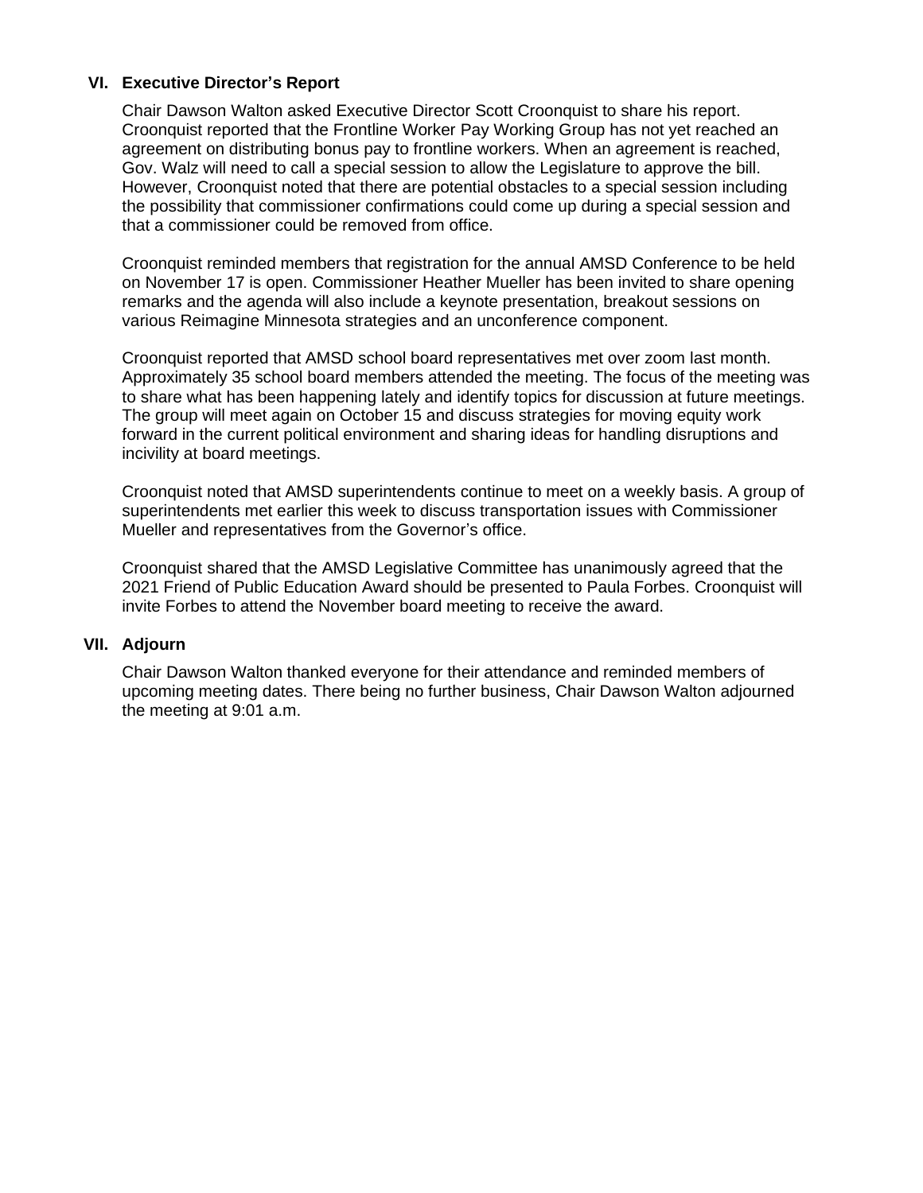## VI. Executive Director's Report

Chair Dawson Walton asked Executive Director Scott Croonquist to share his report. Croonquist reported that the Frontline Worker Pay Working Group has not yet reached an agreement on distributing bonus pay to frontline workers. When an agreement is reached, Gov. Walz will need to call a special session to allow the Legislature to approve the bill. However, Croonquist noted that there are potential obstacles to a special session including the possibility that commissioner confirmations could come up during a special session and that a commissioner could be removed from office.

Croonquist reminded members that registration for the annual AMSD Conference to be held on November 17 is open. Commissioner Heather Mueller has been invited to share opening remarks and the agenda will also include a keynote presentation, breakout sessions on various Reimagine Minnesota strategies and an unconference component.

Croonquist reported that AMSD school board representatives met over zoom last month. Approximately 35 school board members attended the meeting. The focus of the meeting was to share what has been happening lately and identify topics for discussion at future meetings. The group will meet again on October 15 and discuss strategies for moving equity work forward in the current political environment and sharing ideas for handling disruptions and incivility at board meetings.

Croonquist noted that AMSD superintendents continue to meet on a weekly basis. A group of superintendents met earlier this week to discuss transportation issues with Commissioner Mueller and representatives from the Governor's office.

Croonquist shared that the AMSD Legislative Committee has unanimously agreed that the 2021 Friend of Public Education Award should be presented to Paula Forbes. Croonquist will invite Forbes to attend the November board meeting to receive the award.

## VII. Adjourn

Chair Dawson Walton thanked everyone for their attendance and reminded members of upcoming meeting dates. There being no further business, Chair Dawson Walton adjourned the meeting at 9:01 a.m.